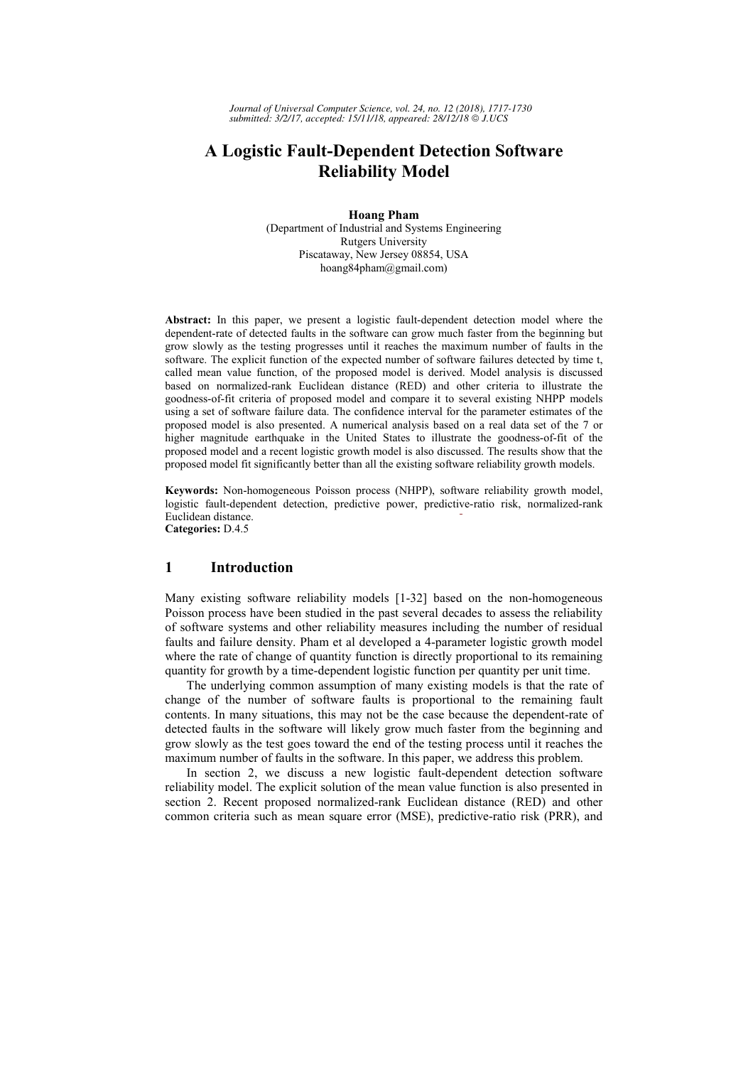# A Logistic Fault-Dependent Detection Software Reliability Model

**Hoang Pham**
(Department of Industrial and Systems Engineering
Rutgers University
Piscataway, New Jersey 08854, USA
hoang84pham@gmail.com)

**Abstract:** In this paper, we present a logistic fault-dependent detection model where the dependent-rate of detected faults in the software can grow much faster from the beginning but grow slowly as the testing progresses until it reaches the maximum number of faults in the software. The explicit function of the expected number of software failures detected by time t, called mean value function, of the proposed model is derived. Model analysis is discussed based on normalized-rank Euclidean distance (RED) and other criteria to illustrate the goodness-of-fit criteria of proposed model and compare it to several existing NHPP models using a set of software failure data. The confidence interval for the parameter estimates of the proposed model is also presented. A numerical analysis based on a real data set of the 7 or higher magnitude earthquake in the United States to illustrate the goodness-of-fit of the proposed model and a recent logistic growth model is also discussed. The results show that the proposed model fit significantly better than all the existing software reliability growth models.

**Keywords:** Non-homogeneous Poisson process (NHPP), software reliability growth model, logistic fault-dependent detection, predictive power, predictive-ratio risk, normalized-rank Euclidean distance.

**Categories:** D.4.5

## 1 Introduction

Many existing software reliability models [1-32] based on the non-homogeneous Poisson process have been studied in the past several decades to assess the reliability of software systems and other reliability measures including the number of residual faults and failure density. Pham et al developed a 4-parameter logistic growth model where the rate of change of quantity function is directly proportional to its remaining quantity for growth by a time-dependent logistic function per quantity per unit time.

The underlying common assumption of many existing models is that the rate of change of the number of software faults is proportional to the remaining fault contents. In many situations, this may not be the case because the dependent-rate of detected faults in the software will likely grow much faster from the beginning and grow slowly as the test goes toward the end of the testing process until it reaches the maximum number of faults in the software. In this paper, we address this problem.

In section 2, we discuss a new logistic fault-dependent detection software reliability model. The explicit solution of the mean value function is also presented in section 2. Recent proposed normalized-rank Euclidean distance (RED) and other common criteria such as mean square error (MSE), predictive-ratio risk (PRR), and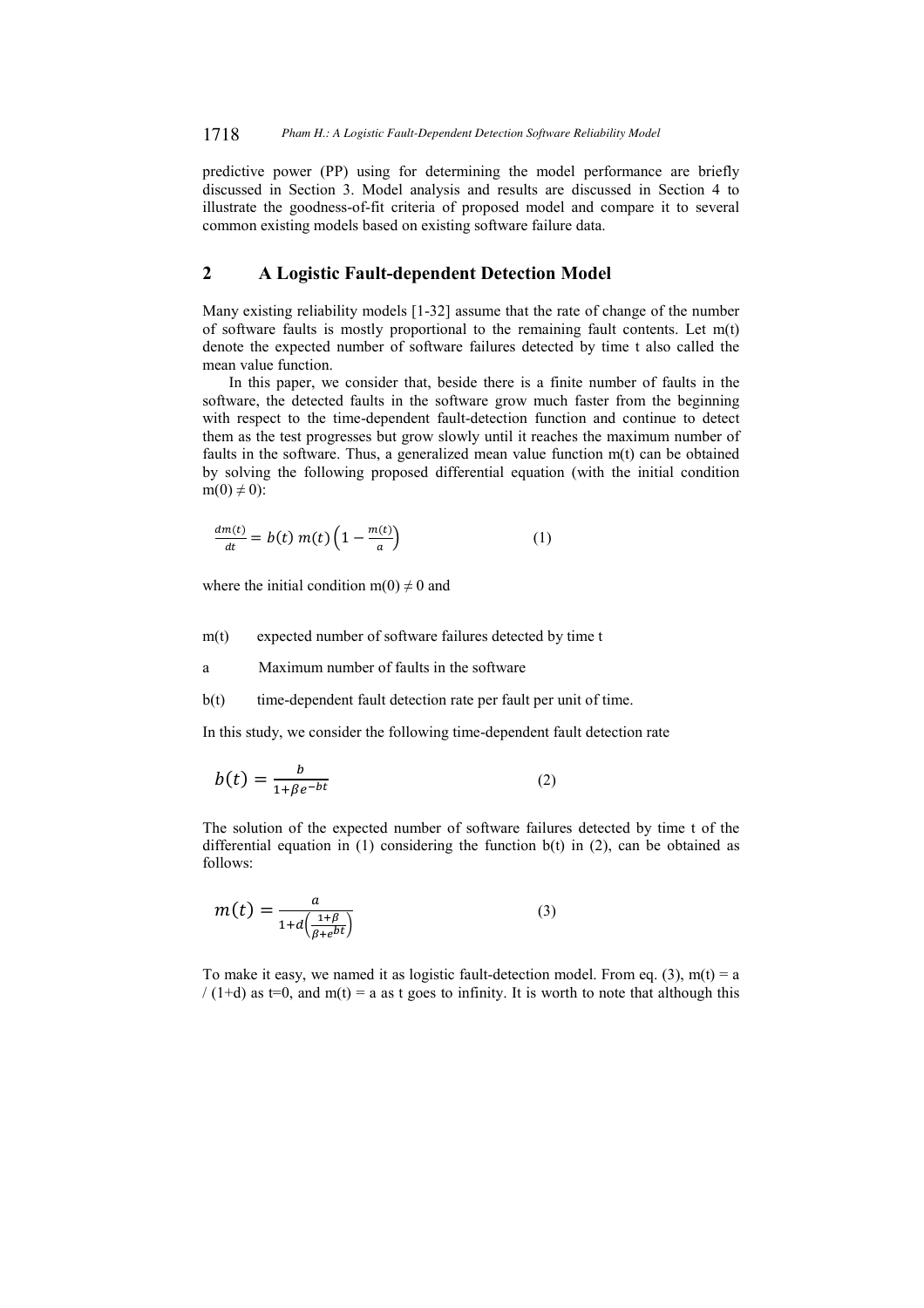predictive power (PP) using for determining the model performance are briefly discussed in Section 3. Model analysis and results are discussed in Section 4 to illustrate the goodness-of-fit criteria of proposed model and compare it to several common existing models based on existing software failure data.

## 2 A Logistic Fault-dependent Detection Model

Many existing reliability models [1-32] assume that the rate of change of the number of software faults is mostly proportional to the remaining fault contents. Let m(t) denote the expected number of software failures detected by time t also called the mean value function.

In this paper, we consider that, beside there is a finite number of faults in the software, the detected faults in the software grow much faster from the beginning with respect to the time-dependent fault-detection function and continue to detect them as the test progresses but grow slowly until it reaches the maximum number of faults in the software. Thus, a generalized mean value function m(t) can be obtained by solving the following proposed differential equation (with the initial condition $m(0) \neq 0$):

$$\frac{dm(t)}{dt} = b(t)\, m(t)\left(1 - \frac{m(t)}{a}\right) \qquad (1)$$

where the initial condition $m(0) \neq 0$ and

- m(t) expected number of software failures detected by time t
- a Maximum number of faults in the software
- b(t) time-dependent fault detection rate per fault per unit of time.

In this study, we consider the following time-dependent fault detection rate

$$b(t) = \frac{b}{1+\beta e^{-bt}} \qquad (2)$$

The solution of the expected number of software failures detected by time t of the differential equation in (1) considering the function b(t) in (2), can be obtained as follows:

$$m(t) = \frac{a}{1+d\left(\frac{1+\beta}{\beta+e^{bt}}\right)} \qquad (3)$$

To make it easy, we named it as logistic fault-detection model. From eq. (3), m(t) = a / (1+d) as t=0, and m(t) = a as t goes to infinity. It is worth to note that although this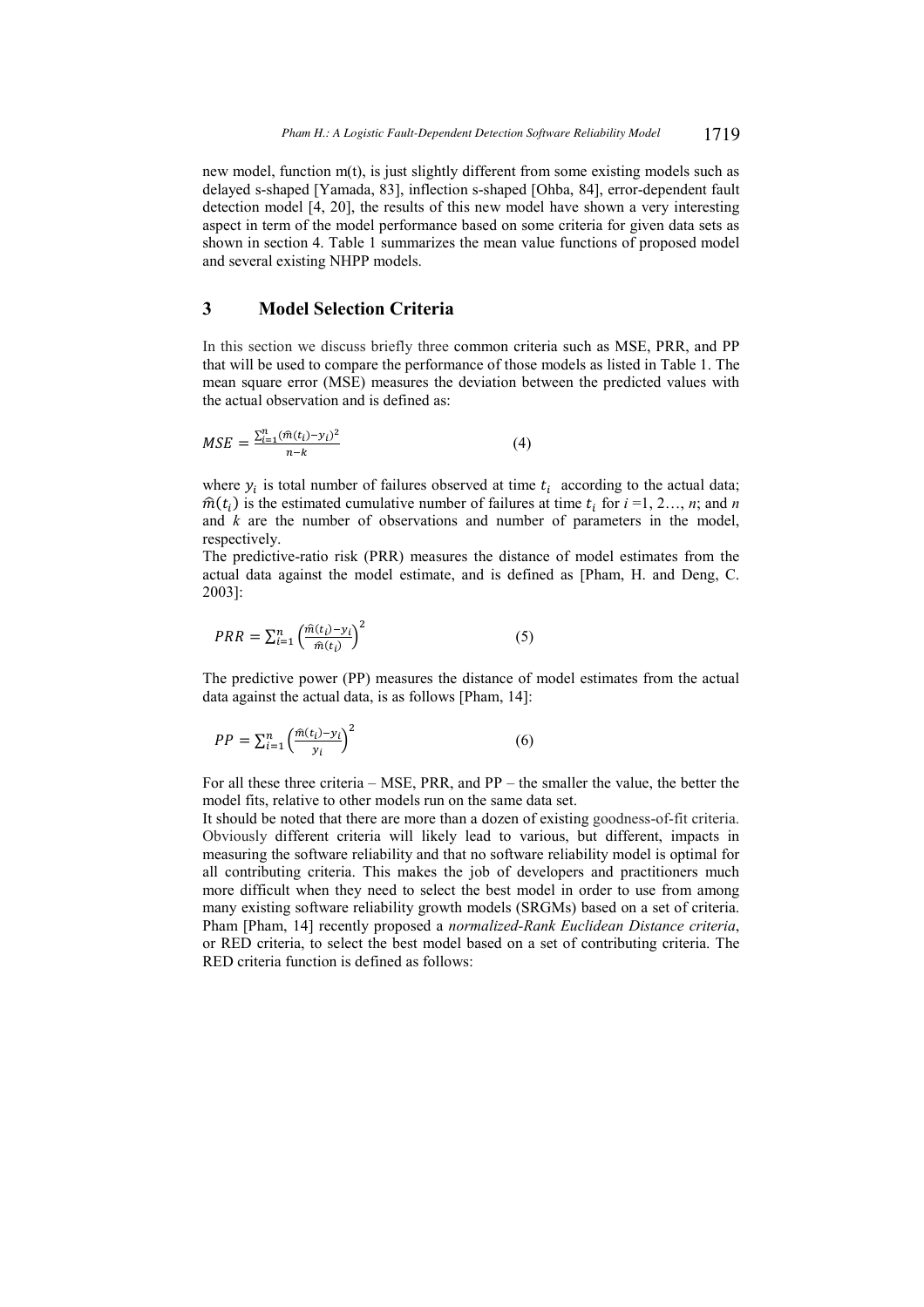new model, function m(t), is just slightly different from some existing models such as delayed s-shaped [Yamada, 83], inflection s-shaped [Ohba, 84], error-dependent fault detection model [4, 20], the results of this new model have shown a very interesting aspect in term of the model performance based on some criteria for given data sets as shown in section 4. Table 1 summarizes the mean value functions of proposed model and several existing NHPP models.

## 3 Model Selection Criteria

In this section we discuss briefly three common criteria such as MSE, PRR, and PP that will be used to compare the performance of those models as listed in Table 1. The mean square error (MSE) measures the deviation between the predicted values with the actual observation and is defined as:

$$MSE = \frac{\sum_{i=1}^{n}(\hat{m}(t_i) - y_i)^2}{n-k} \quad (4)$$

where $y_i$ is total number of failures observed at time $t_i$ according to the actual data; $\hat{m}(t_i)$ is the estimated cumulative number of failures at time $t_i$ for $i$ =1, 2…, $n$; and $n$ and $k$ are the number of observations and number of parameters in the model, respectively.

The predictive-ratio risk (PRR) measures the distance of model estimates from the actual data against the model estimate, and is defined as [Pham, H. and Deng, C. 2003]:

$$PRR = \sum_{i=1}^{n}\left(\frac{\hat{m}(t_i) - y_i}{\hat{m}(t_i)}\right)^2 \quad (5)$$

The predictive power (PP) measures the distance of model estimates from the actual data against the actual data, is as follows [Pham, 14]:

$$PP = \sum_{i=1}^{n}\left(\frac{\hat{m}(t_i) - y_i}{y_i}\right)^2 \quad (6)$$

For all these three criteria – MSE, PRR, and PP – the smaller the value, the better the model fits, relative to other models run on the same data set.

It should be noted that there are more than a dozen of existing goodness-of-fit criteria. Obviously different criteria will likely lead to various, but different, impacts in measuring the software reliability and that no software reliability model is optimal for all contributing criteria. This makes the job of developers and practitioners much more difficult when they need to select the best model in order to use from among many existing software reliability growth models (SRGMs) based on a set of criteria. Pham [Pham, 14] recently proposed a *normalized-Rank Euclidean Distance criteria*, or RED criteria, to select the best model based on a set of contributing criteria. The RED criteria function is defined as follows: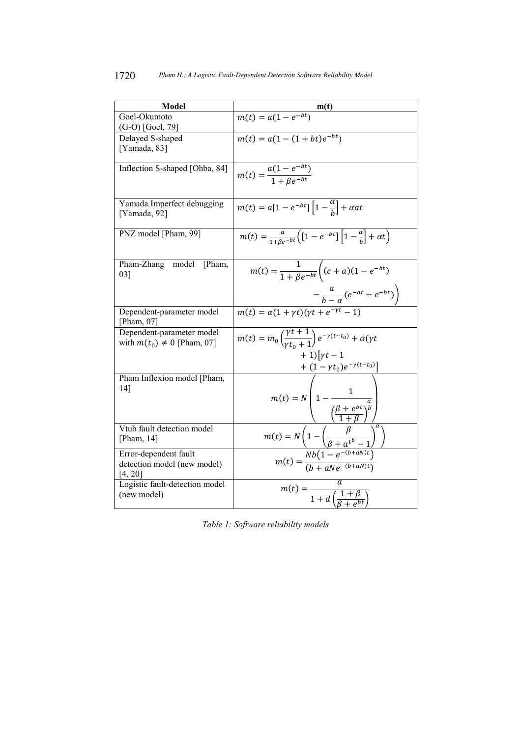| Model | m(t) |
|---|---|
| Goel-Okumoto (G-O) [Goel, 79] | $m(t) = a(1 - e^{-bt})$ |
| Delayed S-shaped [Yamada, 83] | $m(t) = a(1 - (1 + bt)e^{-bt})$ |
| Inflection S-shaped [Ohba, 84] | $m(t) = \dfrac{a(1 - e^{-bt})}{1 + \beta e^{-bt}}$ |
| Yamada Imperfect debugging [Yamada, 92] | $m(t) = a[1 - e^{-bt}]\left[1 - \frac{\alpha}{b}\right] + \alpha a t$ |
| PNZ model [Pham, 99] | $m(t) = \frac{a}{1+\beta e^{-bt}}\left([1 - e^{-bt}]\left[1 - \frac{\alpha}{b}\right] + \alpha t\right)$ |
| Pham-Zhang model [Pham, 03] | $m(t) = \dfrac{1}{1 + \beta e^{-bt}}\left((c + a)(1 - e^{-bt}) - \dfrac{a}{b - \alpha}(e^{-\alpha t} - e^{-bt})\right)$ |
| Dependent-parameter model [Pham, 07] | $m(t) = \alpha(1 + \gamma t)(\gamma t + e^{-\gamma t} - 1)$ |
| Dependent-parameter model with $m(t_0) \neq 0$ [Pham, 07] | $m(t) = m_0\left(\dfrac{\gamma t + 1}{\gamma t_0 + 1}\right)e^{-\gamma(t - t_0)} + \alpha(\gamma t + 1)\left[\gamma t - 1 + (1 - \gamma t_0)e^{-\gamma(t - t_0)}\right]$ |
| Pham Inflexion model [Pham, 14] | $m(t) = N\left(1 - \dfrac{1}{\left(\frac{\beta + e^{bt}}{1 + \beta}\right)^{\frac{a}{b}}}\right)$ |
| Vtub fault detection model [Pham, 14] | $m(t) = N\left(1 - \left(\dfrac{\beta}{\beta + a^{t^b} - 1}\right)^{\alpha}\right)$ |
| Error-dependent fault detection model (new model) [4, 20] | $m(t) = \dfrac{Nb\left(1 - e^{-(b+aN)t}\right)}{\left(b + aNe^{-(b+aN)t}\right)}$ |
| Logistic fault-detection model (new model) | $m(t) = \dfrac{a}{1 + d\left(\frac{1 + \beta}{\beta + e^{bt}}\right)}$ |

*Table 1: Software reliability models*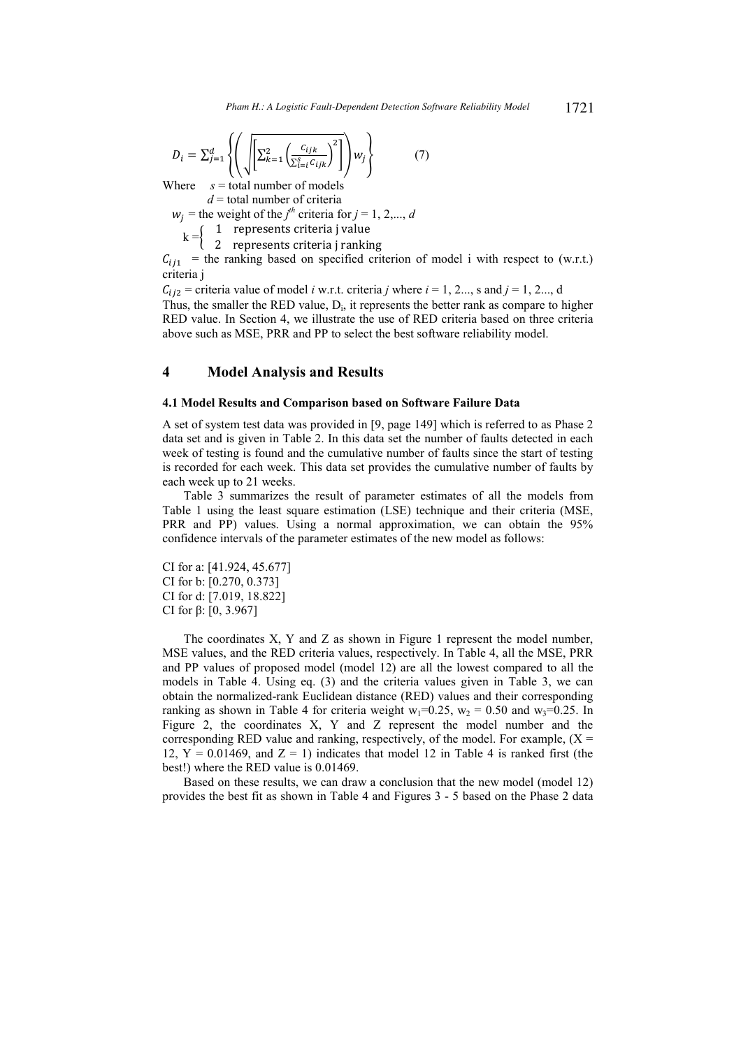$$D_i = \sum_{j=1}^{d} \left\{ \left( \sqrt{\left[ \sum_{k=1}^{2} \left( \frac{C_{ijk}}{\sum_{i=i}^{s} C_{ijk}} \right)^2 \right]} \right) w_j \right\} \qquad (7)$$

Where $s$ = total number of models

$d$ = total number of criteria

$w_j$ = the weight of the $j^{th}$ criteria for $j$ = 1, 2,..., $d$

$$k = \begin{cases} 1 & \text{represents criteria j value} \\ 2 & \text{represents criteria j ranking} \end{cases}$$

$C_{ij1}$ = the ranking based on specified criterion of model i with respect to (w.r.t.) criteria j

$C_{ij2}$ = criteria value of model $i$ w.r.t. criteria $j$ where $i$ = 1, 2..., s and $j$ = 1, 2..., d

Thus, the smaller the RED value, $D_i$, it represents the better rank as compare to higher RED value. In Section 4, we illustrate the use of RED criteria based on three criteria above such as MSE, PRR and PP to select the best software reliability model.

## 4 Model Analysis and Results

### 4.1 Model Results and Comparison based on Software Failure Data

A set of system test data was provided in [9, page 149] which is referred to as Phase 2 data set and is given in Table 2. In this data set the number of faults detected in each week of testing is found and the cumulative number of faults since the start of testing is recorded for each week. This data set provides the cumulative number of faults by each week up to 21 weeks.

Table 3 summarizes the result of parameter estimates of all the models from Table 1 using the least square estimation (LSE) technique and their criteria (MSE, PRR and PP) values. Using a normal approximation, we can obtain the 95% confidence intervals of the parameter estimates of the new model as follows:

CI for a: [41.924, 45.677]
CI for b: [0.270, 0.373]
CI for d: [7.019, 18.822]
CI for β: [0, 3.967]

The coordinates X, Y and Z as shown in Figure 1 represent the model number, MSE values, and the RED criteria values, respectively. In Table 4, all the MSE, PRR and PP values of proposed model (model 12) are all the lowest compared to all the models in Table 4. Using eq. (3) and the criteria values given in Table 3, we can obtain the normalized-rank Euclidean distance (RED) values and their corresponding ranking as shown in Table 4 for criteria weight $w_1$=0.25, $w_2$ = 0.50 and $w_3$=0.25. In Figure 2, the coordinates X, Y and Z represent the model number and the corresponding RED value and ranking, respectively, of the model. For example, (X = 12, Y = 0.01469, and Z = 1) indicates that model 12 in Table 4 is ranked first (the best!) where the RED value is 0.01469.

Based on these results, we can draw a conclusion that the new model (model 12) provides the best fit as shown in Table 4 and Figures 3 - 5 based on the Phase 2 data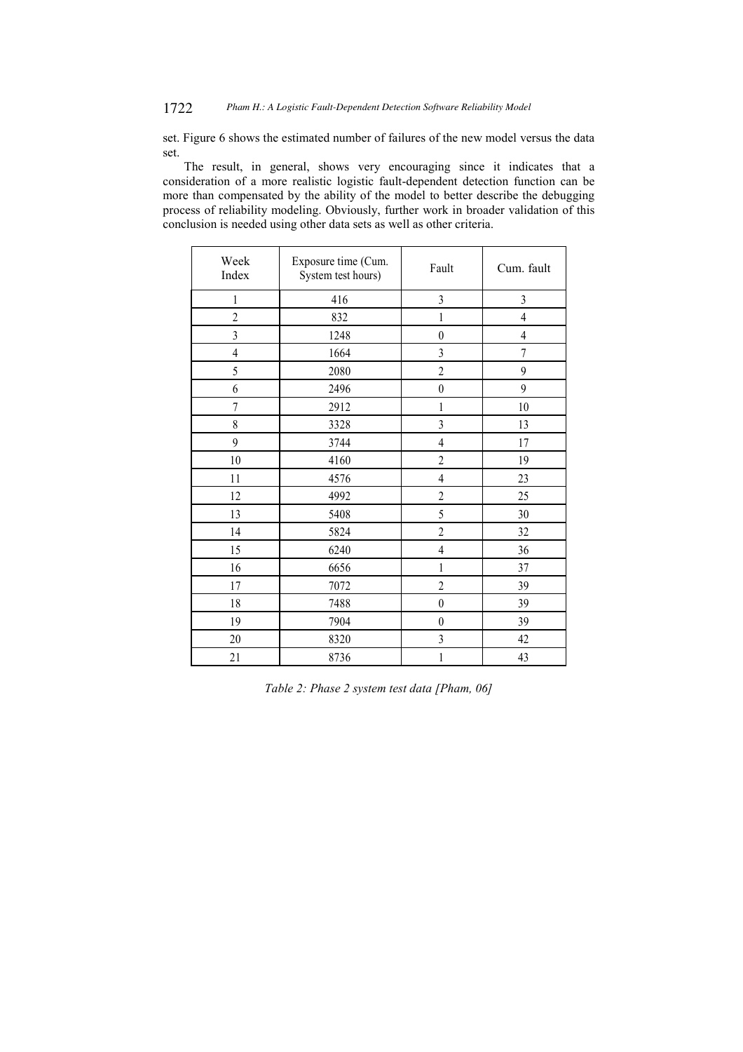set. Figure 6 shows the estimated number of failures of the new model versus the data set.

The result, in general, shows very encouraging since it indicates that a consideration of a more realistic logistic fault-dependent detection function can be more than compensated by the ability of the model to better describe the debugging process of reliability modeling. Obviously, further work in broader validation of this conclusion is needed using other data sets as well as other criteria.

| Week Index | Exposure time (Cum. System test hours) | Fault | Cum. fault |
|---|---|---|---|
| 1 | 416 | 3 | 3 |
| 2 | 832 | 1 | 4 |
| 3 | 1248 | 0 | 4 |
| 4 | 1664 | 3 | 7 |
| 5 | 2080 | 2 | 9 |
| 6 | 2496 | 0 | 9 |
| 7 | 2912 | 1 | 10 |
| 8 | 3328 | 3 | 13 |
| 9 | 3744 | 4 | 17 |
| 10 | 4160 | 2 | 19 |
| 11 | 4576 | 4 | 23 |
| 12 | 4992 | 2 | 25 |
| 13 | 5408 | 5 | 30 |
| 14 | 5824 | 2 | 32 |
| 15 | 6240 | 4 | 36 |
| 16 | 6656 | 1 | 37 |
| 17 | 7072 | 2 | 39 |
| 18 | 7488 | 0 | 39 |
| 19 | 7904 | 0 | 39 |
| 20 | 8320 | 3 | 42 |
| 21 | 8736 | 1 | 43 |

*Table 2: Phase 2 system test data [Pham, 06]*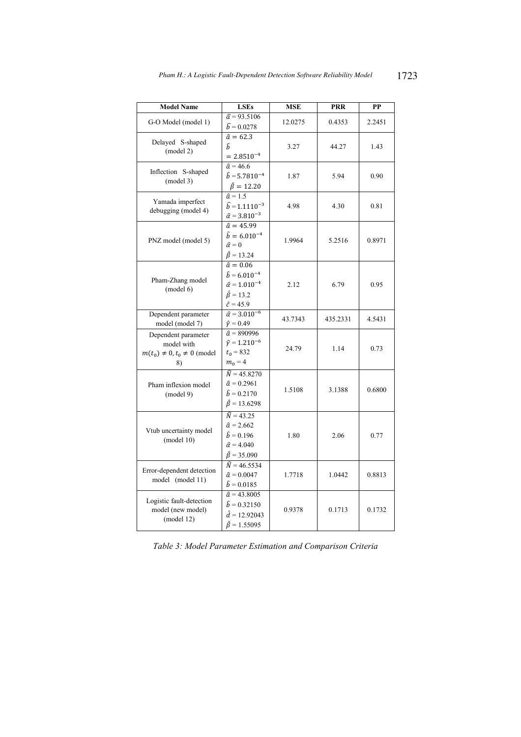| Model Name | LSEs | MSE | PRR | PP |
|---|---|---|---|---|
| G-O Model (model 1) | $\hat{a} = 93.5106$ <br> $\hat{b} = 0.0278$ | 12.0275 | 0.4353 | 2.2451 |
| Delayed S-shaped (model 2) | $\hat{a} = 62.3$ <br> $\hat{b} = 2.8510^{-4}$ | 3.27 | 44.27 | 1.43 |
| Inflection S-shaped (model 3) | $\hat{a} = 46.6$ <br> $\hat{b} = 5.7810^{-4}$ <br> $\hat{\beta} = 12.20$ | 1.87 | 5.94 | 0.90 |
| Yamada imperfect debugging (model 4) | $\hat{a} = 1.5$ <br> $\hat{b} = 1.1110^{-3}$ <br> $\hat{\alpha} = 3.810^{-3}$ | 4.98 | 4.30 | 0.81 |
| PNZ model (model 5) | $\hat{a} = 45.99$ <br> $\hat{b} = 6.010^{-4}$ <br> $\hat{\alpha} = 0$ <br> $\hat{\beta} = 13.24$ | 1.9964 | 5.2516 | 0.8971 |
| Pham-Zhang model (model 6) | $\hat{a} = 0.06$ <br> $\hat{b} = 6.010^{-4}$ <br> $\hat{\alpha} = 1.010^{-4}$ <br> $\hat{\beta} = 13.2$ <br> $\hat{c} = 45.9$ | 2.12 | 6.79 | 0.95 |
| Dependent parameter model (model 7) | $\hat{\alpha} = 3.010^{-6}$ <br> $\hat{\gamma} = 0.49$ | 43.7343 | 435.2331 | 4.5431 |
| Dependent parameter model with $m(t_0) \neq 0, t_0 \neq 0$ (model 8) | $\hat{a} = 890996$ <br> $\hat{\gamma} = 1.210^{-6}$ <br> $t_0 = 832$ <br> $m_0 = 4$ | 24.79 | 1.14 | 0.73 |
| Pham inflexion model (model 9) | $\hat{N} = 45.8270$ <br> $\hat{a} = 0.2961$ <br> $\hat{b} = 0.2170$ <br> $\hat{\beta} = 13.6298$ | 1.5108 | 3.1388 | 0.6800 |
| Vtub uncertainty model (model 10) | $\hat{N} = 43.25$ <br> $\hat{a} = 2.662$ <br> $\hat{b} = 0.196$ <br> $\hat{\alpha} = 4.040$ <br> $\hat{\beta} = 35.090$ | 1.80 | 2.06 | 0.77 |
| Error-dependent detection model (model 11) | $\hat{N} = 46.5534$ <br> $\hat{a} = 0.0047$ <br> $\hat{b} = 0.0185$ | 1.7718 | 1.0442 | 0.8813 |
| Logistic fault-detection model (new model) (model 12) | $\hat{a} = 43.8005$ <br> $\hat{b} = 0.32150$ <br> $\hat{d} = 12.92043$ <br> $\hat{\beta} = 1.55095$ | 0.9378 | 0.1713 | 0.1732 |

*Table 3: Model Parameter Estimation and Comparison Criteria*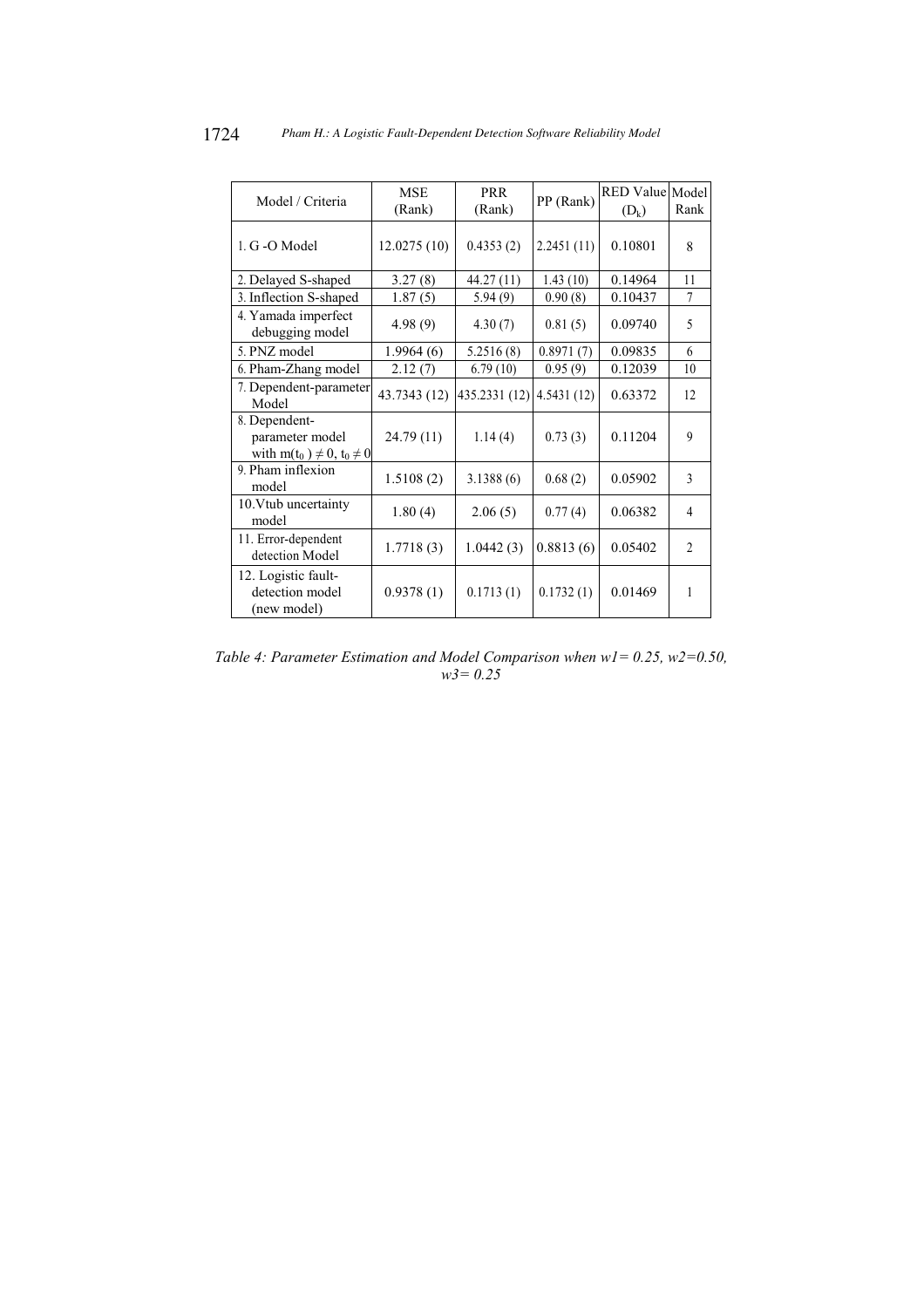| Model / Criteria | MSE (Rank) | PRR (Rank) | PP (Rank) | RED Value ($D_k$) | Model Rank |
|---|---|---|---|---|---|
| 1. G -O Model | 12.0275 (10) | 0.4353 (2) | 2.2451 (11) | 0.10801 | 8 |
| 2. Delayed S-shaped | 3.27 (8) | 44.27 (11) | 1.43 (10) | 0.14964 | 11 |
| 3. Inflection S-shaped | 1.87 (5) | 5.94 (9) | 0.90 (8) | 0.10437 | 7 |
| 4. Yamada imperfect debugging model | 4.98 (9) | 4.30 (7) | 0.81 (5) | 0.09740 | 5 |
| 5. PNZ model | 1.9964 (6) | 5.2516 (8) | 0.8971 (7) | 0.09835 | 6 |
| 6. Pham-Zhang model | 2.12 (7) | 6.79 (10) | 0.95 (9) | 0.12039 | 10 |
| 7. Dependent-parameter Model | 43.7343 (12) | 435.2331 (12) | 4.5431 (12) | 0.63372 | 12 |
| 8. Dependent-parameter model with $m(t_0) \neq 0$, $t_0 \neq 0$ | 24.79 (11) | 1.14 (4) | 0.73 (3) | 0.11204 | 9 |
| 9. Pham inflexion model | 1.5108 (2) | 3.1388 (6) | 0.68 (2) | 0.05902 | 3 |
| 10. Vtub uncertainty model | 1.80 (4) | 2.06 (5) | 0.77 (4) | 0.06382 | 4 |
| 11. Error-dependent detection Model | 1.7718 (3) | 1.0442 (3) | 0.8813 (6) | 0.05402 | 2 |
| 12. Logistic fault-detection model (new model) | 0.9378 (1) | 0.1713 (1) | 0.1732 (1) | 0.01469 | 1 |

*Table 4: Parameter Estimation and Model Comparison when w1= 0.25, w2=0.50, w3= 0.25*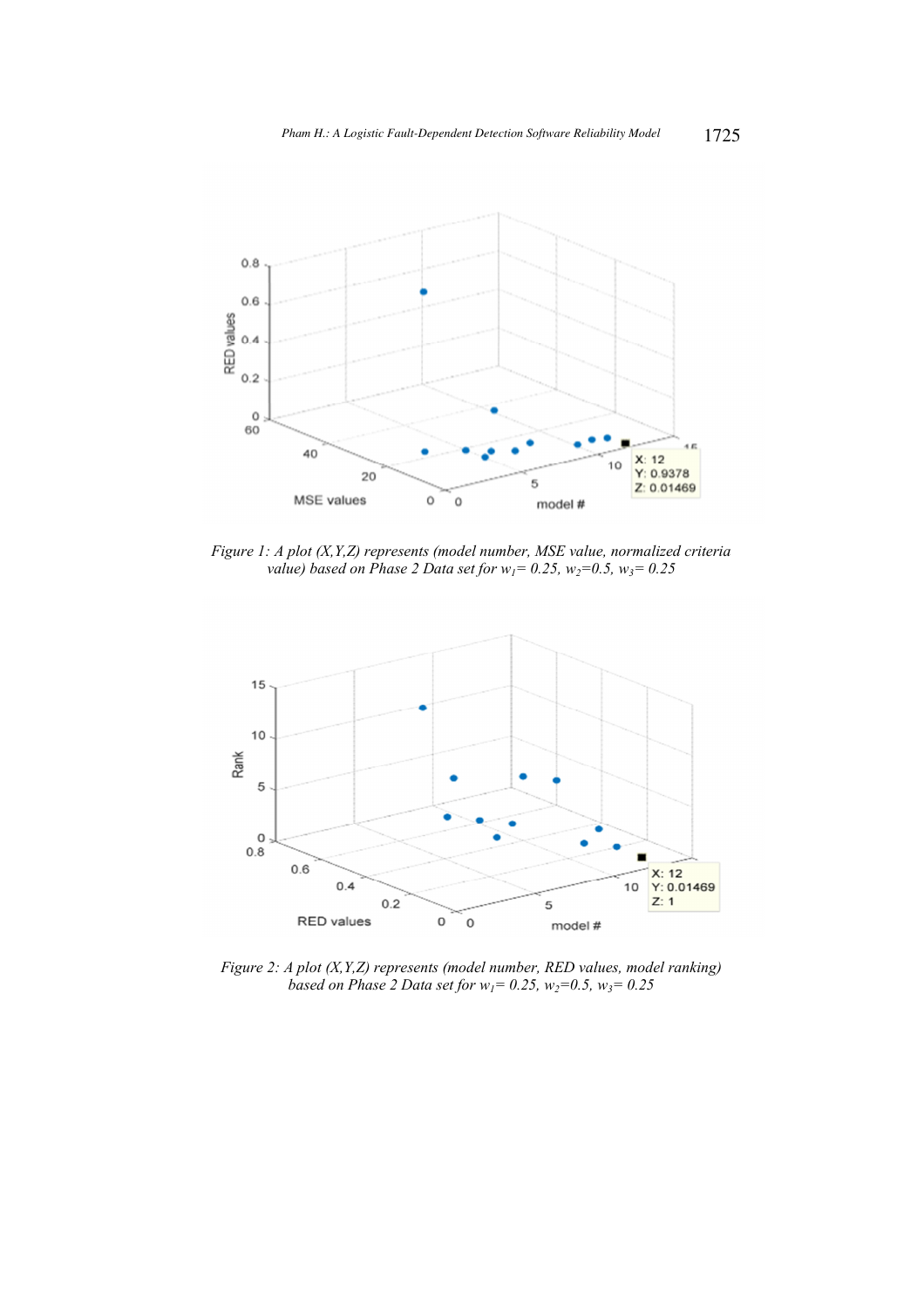*Figure 1: A plot (X,Y,Z) represents (model number, MSE value, normalized criteria value) based on Phase 2 Data set for $w_1$= 0.25, $w_2$=0.5, $w_3$= 0.25*

*Figure 2: A plot (X,Y,Z) represents (model number, RED values, model ranking) based on Phase 2 Data set for $w_1$= 0.25, $w_2$=0.5, $w_3$= 0.25*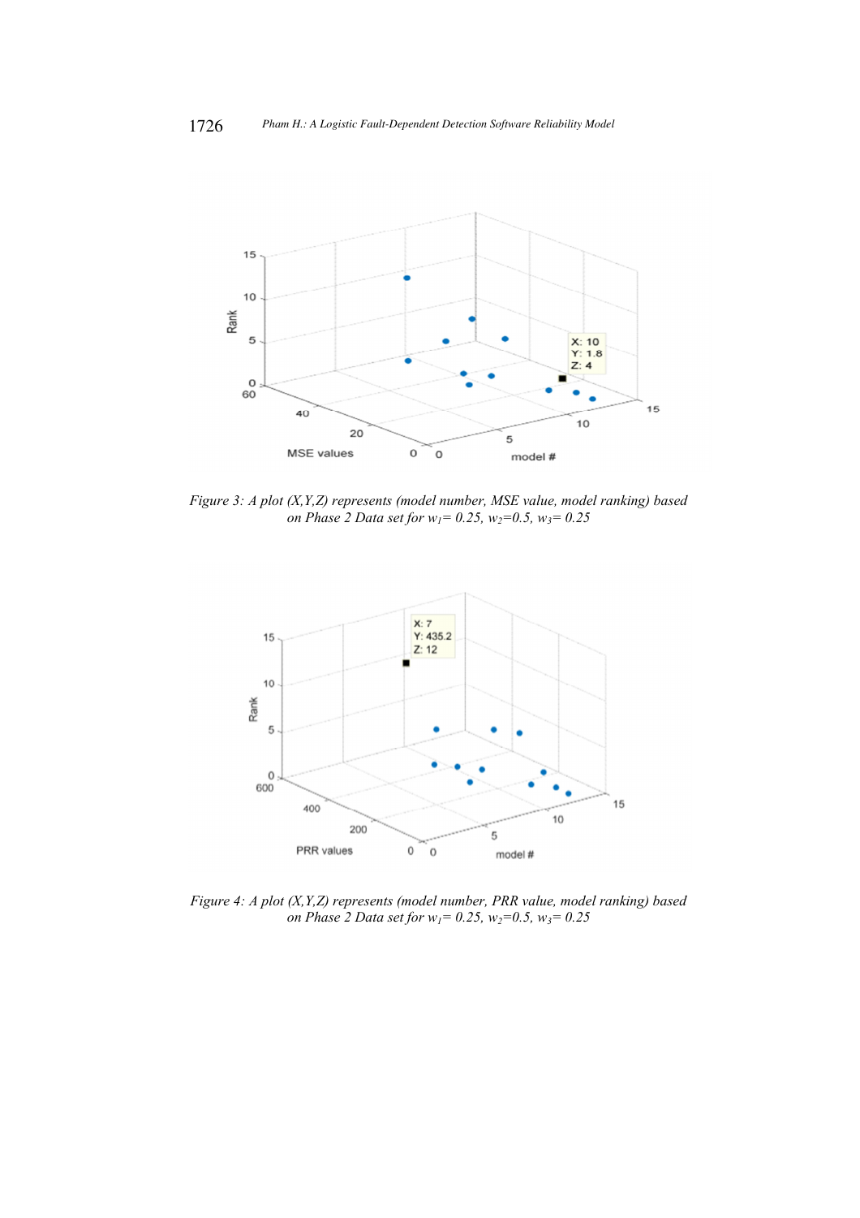*Figure 3: A plot (X,Y,Z) represents (model number, MSE value, model ranking) based on Phase 2 Data set for $w_1$= 0.25, $w_2$=0.5, $w_3$= 0.25*

*Figure 4: A plot (X,Y,Z) represents (model number, PRR value, model ranking) based on Phase 2 Data set for $w_1$= 0.25, $w_2$=0.5, $w_3$= 0.25*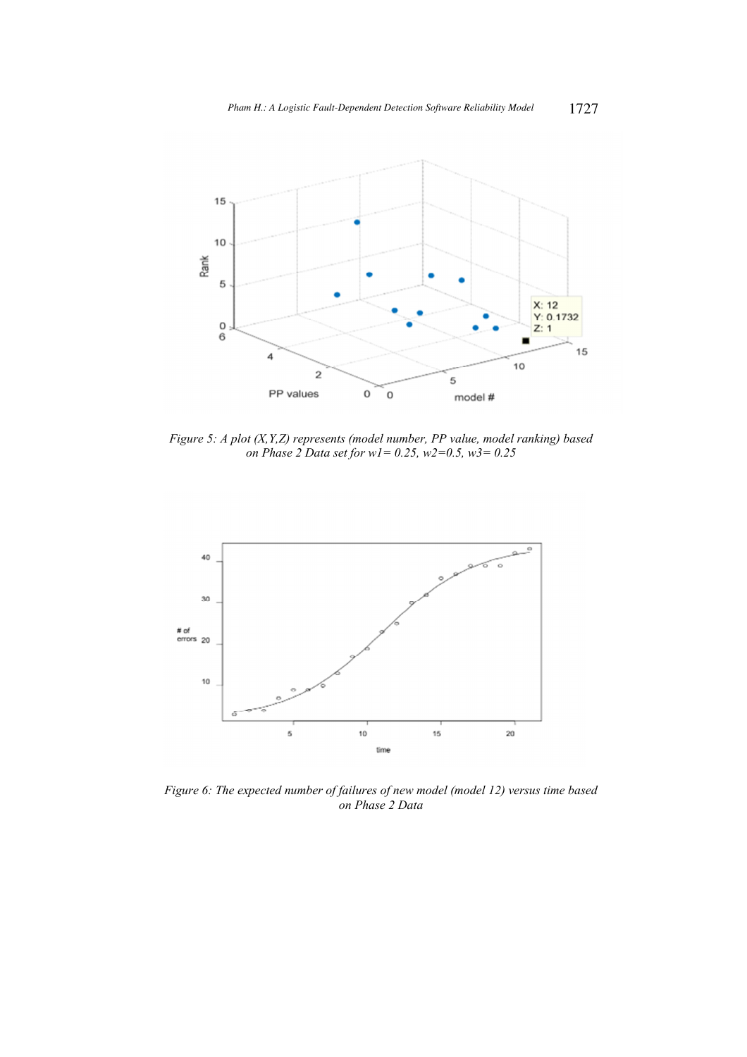Figure 5: A plot (X,Y,Z) represents (model number, PP value, model ranking) based on Phase 2 Data set for w1= 0.25, w2=0.5, w3= 0.25

Figure 6: The expected number of failures of new model (model 12) versus time based on Phase 2 Data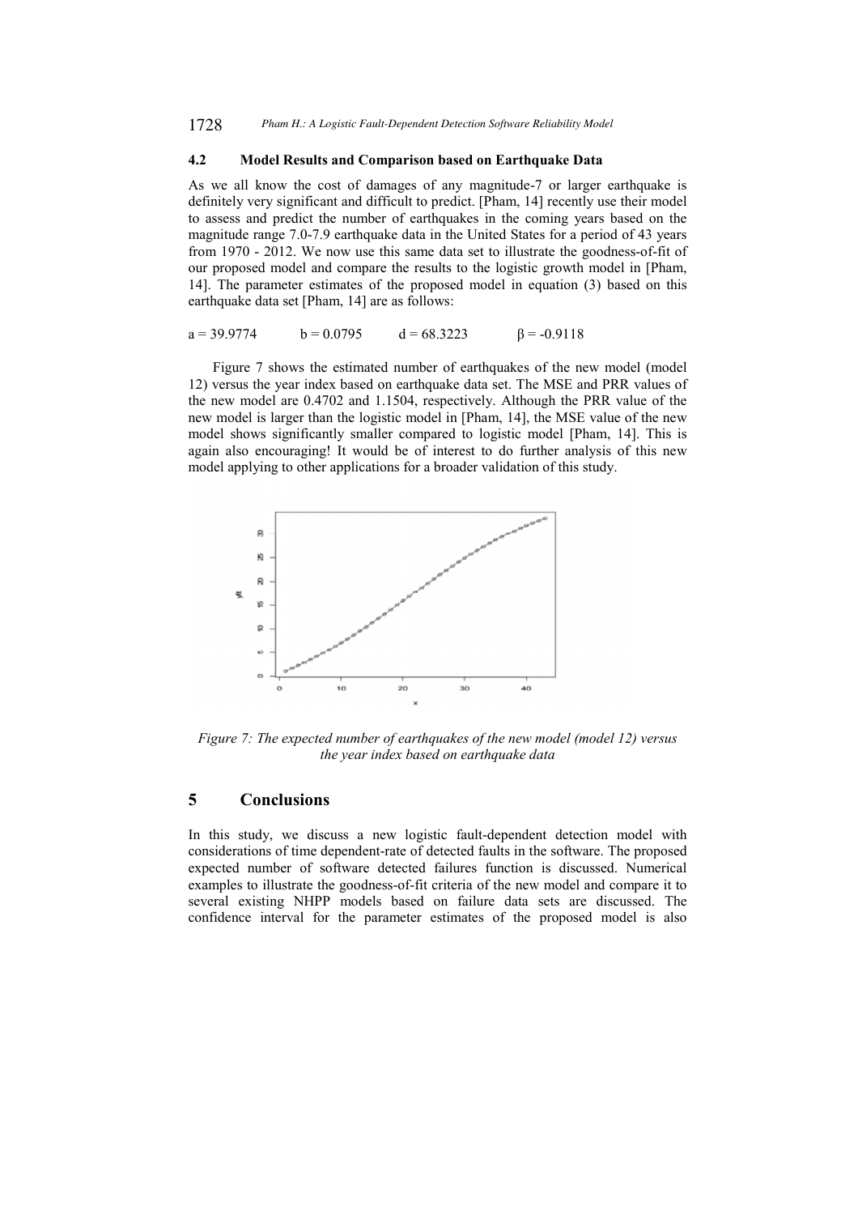### 4.2 Model Results and Comparison based on Earthquake Data

As we all know the cost of damages of any magnitude-7 or larger earthquake is definitely very significant and difficult to predict. [Pham, 14] recently use their model to assess and predict the number of earthquakes in the coming years based on the magnitude range 7.0-7.9 earthquake data in the United States for a period of 43 years from 1970 - 2012. We now use this same data set to illustrate the goodness-of-fit of our proposed model and compare the results to the logistic growth model in [Pham, 14]. The parameter estimates of the proposed model in equation (3) based on this earthquake data set [Pham, 14] are as follows:

$a = 39.9774$ $\quad b = 0.0795$ $\quad d = 68.3223$ $\quad \beta = -0.9118$

Figure 7 shows the estimated number of earthquakes of the new model (model 12) versus the year index based on earthquake data set. The MSE and PRR values of the new model are 0.4702 and 1.1504, respectively. Although the PRR value of the new model is larger than the logistic model in [Pham, 14], the MSE value of the new model shows significantly smaller compared to logistic model [Pham, 14]. This is again also encouraging! It would be of interest to do further analysis of this new model applying to other applications for a broader validation of this study.

*Figure 7: The expected number of earthquakes of the new model (model 12) versus the year index based on earthquake data*

## 5 Conclusions

In this study, we discuss a new logistic fault-dependent detection model with considerations of time dependent-rate of detected faults in the software. The proposed expected number of software detected failures function is discussed. Numerical examples to illustrate the goodness-of-fit criteria of the new model and compare it to several existing NHPP models based on failure data sets are discussed. The confidence interval for the parameter estimates of the proposed model is also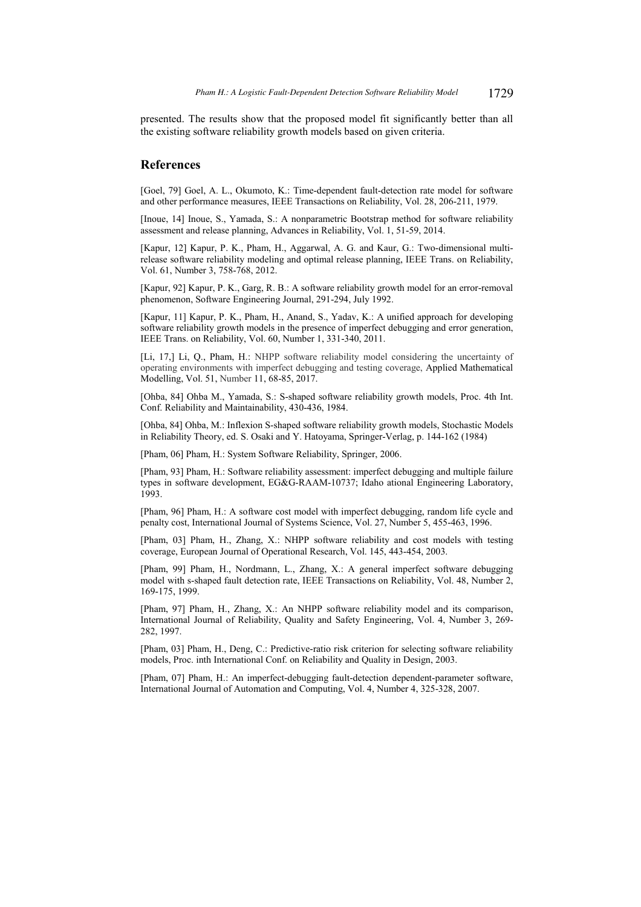presented. The results show that the proposed model fit significantly better than all the existing software reliability growth models based on given criteria.

## References

[Goel, 79] Goel, A. L., Okumoto, K.: Time-dependent fault-detection rate model for software and other performance measures, IEEE Transactions on Reliability, Vol. 28, 206-211, 1979.

[Inoue, 14] Inoue, S., Yamada, S.: A nonparametric Bootstrap method for software reliability assessment and release planning, Advances in Reliability, Vol. 1, 51-59, 2014.

[Kapur, 12] Kapur, P. K., Pham, H., Aggarwal, A. G. and Kaur, G.: Two-dimensional multi-release software reliability modeling and optimal release planning, IEEE Trans. on Reliability, Vol. 61, Number 3, 758-768, 2012.

[Kapur, 92] Kapur, P. K., Garg, R. B.: A software reliability growth model for an error-removal phenomenon, Software Engineering Journal, 291-294, July 1992.

[Kapur, 11] Kapur, P. K., Pham, H., Anand, S., Yadav, K.: A unified approach for developing software reliability growth models in the presence of imperfect debugging and error generation, IEEE Trans. on Reliability, Vol. 60, Number 1, 331-340, 2011.

[Li, 17,] Li, Q., Pham, H.: NHPP software reliability model considering the uncertainty of operating environments with imperfect debugging and testing coverage, Applied Mathematical Modelling, Vol. 51, Number 11, 68-85, 2017.

[Ohba, 84] Ohba M., Yamada, S.: S-shaped software reliability growth models, Proc. 4th Int. Conf. Reliability and Maintainability, 430-436, 1984.

[Ohba, 84] Ohba, M.: Inflexion S-shaped software reliability growth models, Stochastic Models in Reliability Theory, ed. S. Osaki and Y. Hatoyama, Springer-Verlag, p. 144-162 (1984)

[Pham, 06] Pham, H.: System Software Reliability, Springer, 2006.

[Pham, 93] Pham, H.: Software reliability assessment: imperfect debugging and multiple failure types in software development, EG&G-RAAM-10737; Idaho ational Engineering Laboratory, 1993.

[Pham, 96] Pham, H.: A software cost model with imperfect debugging, random life cycle and penalty cost, International Journal of Systems Science, Vol. 27, Number 5, 455-463, 1996.

[Pham, 03] Pham, H., Zhang, X.: NHPP software reliability and cost models with testing coverage, European Journal of Operational Research, Vol. 145, 443-454, 2003.

[Pham, 99] Pham, H., Nordmann, L., Zhang, X.: A general imperfect software debugging model with s-shaped fault detection rate, IEEE Transactions on Reliability, Vol. 48, Number 2, 169-175, 1999.

[Pham, 97] Pham, H., Zhang, X.: An NHPP software reliability model and its comparison, International Journal of Reliability, Quality and Safety Engineering, Vol. 4, Number 3, 269-282, 1997.

[Pham, 03] Pham, H., Deng, C.: Predictive-ratio risk criterion for selecting software reliability models, Proc. inth International Conf. on Reliability and Quality in Design, 2003.

[Pham, 07] Pham, H.: An imperfect-debugging fault-detection dependent-parameter software, International Journal of Automation and Computing, Vol. 4, Number 4, 325-328, 2007.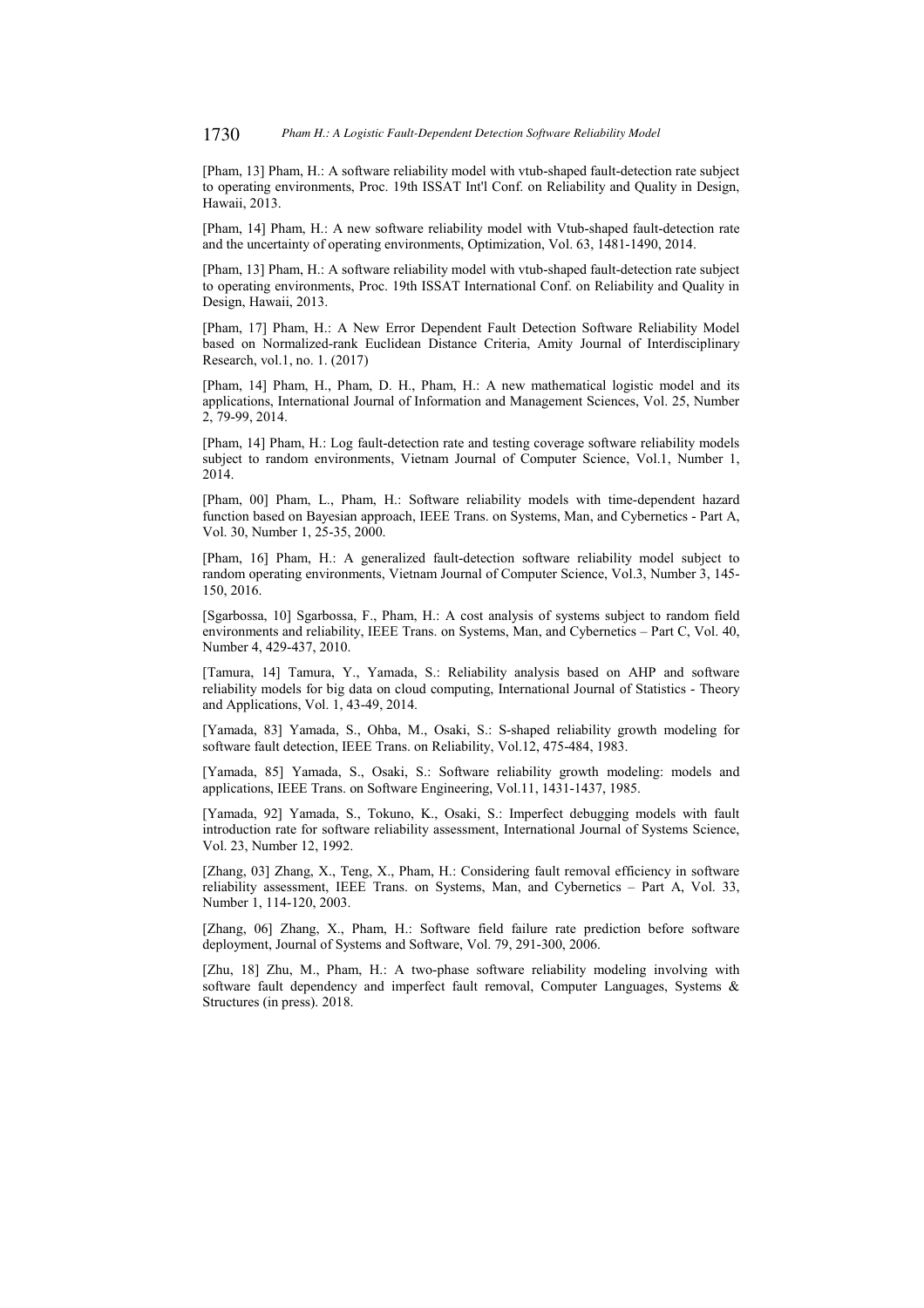[Pham, 13] Pham, H.: A software reliability model with vtub-shaped fault-detection rate subject to operating environments, Proc. 19th ISSAT Int'l Conf. on Reliability and Quality in Design, Hawaii, 2013.

[Pham, 14] Pham, H.: A new software reliability model with Vtub-shaped fault-detection rate and the uncertainty of operating environments, Optimization, Vol. 63, 1481-1490, 2014.

[Pham, 13] Pham, H.: A software reliability model with vtub-shaped fault-detection rate subject to operating environments, Proc. 19th ISSAT International Conf. on Reliability and Quality in Design, Hawaii, 2013.

[Pham, 17] Pham, H.: A New Error Dependent Fault Detection Software Reliability Model based on Normalized-rank Euclidean Distance Criteria, Amity Journal of Interdisciplinary Research, vol.1, no. 1. (2017)

[Pham, 14] Pham, H., Pham, D. H., Pham, H.: A new mathematical logistic model and its applications, International Journal of Information and Management Sciences, Vol. 25, Number 2, 79-99, 2014.

[Pham, 14] Pham, H.: Log fault-detection rate and testing coverage software reliability models subject to random environments, Vietnam Journal of Computer Science, Vol.1, Number 1, 2014.

[Pham, 00] Pham, L., Pham, H.: Software reliability models with time-dependent hazard function based on Bayesian approach, IEEE Trans. on Systems, Man, and Cybernetics - Part A, Vol. 30, Number 1, 25-35, 2000.

[Pham, 16] Pham, H.: A generalized fault-detection software reliability model subject to random operating environments, Vietnam Journal of Computer Science, Vol.3, Number 3, 145-150, 2016.

[Sgarbossa, 10] Sgarbossa, F., Pham, H.: A cost analysis of systems subject to random field environments and reliability, IEEE Trans. on Systems, Man, and Cybernetics – Part C, Vol. 40, Number 4, 429-437, 2010.

[Tamura, 14] Tamura, Y., Yamada, S.: Reliability analysis based on AHP and software reliability models for big data on cloud computing, International Journal of Statistics - Theory and Applications, Vol. 1, 43-49, 2014.

[Yamada, 83] Yamada, S., Ohba, M., Osaki, S.: S-shaped reliability growth modeling for software fault detection, IEEE Trans. on Reliability, Vol.12, 475-484, 1983.

[Yamada, 85] Yamada, S., Osaki, S.: Software reliability growth modeling: models and applications, IEEE Trans. on Software Engineering, Vol.11, 1431-1437, 1985.

[Yamada, 92] Yamada, S., Tokuno, K., Osaki, S.: Imperfect debugging models with fault introduction rate for software reliability assessment, International Journal of Systems Science, Vol. 23, Number 12, 1992.

[Zhang, 03] Zhang, X., Teng, X., Pham, H.: Considering fault removal efficiency in software reliability assessment, IEEE Trans. on Systems, Man, and Cybernetics – Part A, Vol. 33, Number 1, 114-120, 2003.

[Zhang, 06] Zhang, X., Pham, H.: Software field failure rate prediction before software deployment, Journal of Systems and Software, Vol. 79, 291-300, 2006.

[Zhu, 18] Zhu, M., Pham, H.: A two-phase software reliability modeling involving with software fault dependency and imperfect fault removal, Computer Languages, Systems & Structures (in press). 2018.